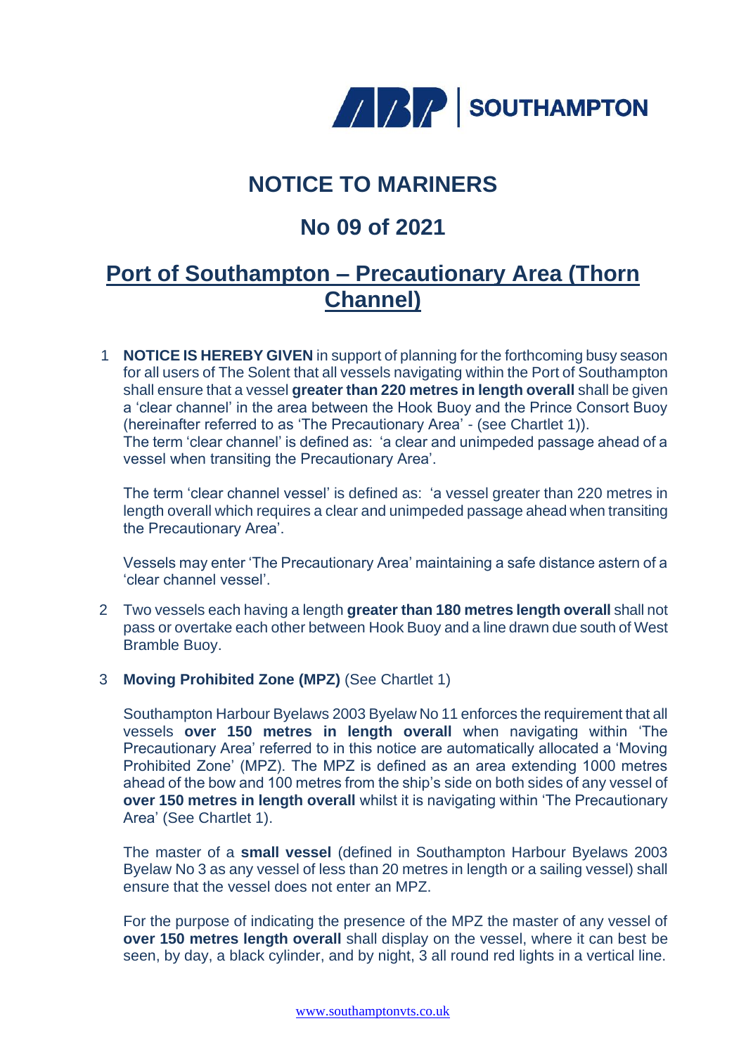ABP | SOUTHAMPTON

# NOTICE TO MARINERS

## No 09 of 2021

## Port of Southampton – Precautionary Area (Thorn Channel)

1 **NOTICE IS HEREBY GIVEN** in support of planning for the forthcoming busy season for all users of The Solent that all vessels navigating within the Port of Southampton shall ensure that a vessel **greater than 220 metres in length overall** shall be given a 'clear channel' in the area between the Hook Buoy and the Prince Consort Buoy (hereinafter referred to as 'The Precautionary Area' - (see Chartlet 1)).
The term 'clear channel' is defined as: 'a clear and unimpeded passage ahead of a vessel when transiting the Precautionary Area'.

   The term 'clear channel vessel' is defined as: 'a vessel greater than 220 metres in length overall which requires a clear and unimpeded passage ahead when transiting the Precautionary Area'.

   Vessels may enter 'The Precautionary Area' maintaining a safe distance astern of a 'clear channel vessel'.

2 Two vessels each having a length **greater than 180 metres length overall** shall not pass or overtake each other between Hook Buoy and a line drawn due south of West Bramble Buoy.

3 **Moving Prohibited Zone (MPZ)** (See Chartlet 1)

   Southampton Harbour Byelaws 2003 Byelaw No 11 enforces the requirement that all vessels **over 150 metres in length overall** when navigating within 'The Precautionary Area' referred to in this notice are automatically allocated a 'Moving Prohibited Zone' (MPZ). The MPZ is defined as an area extending 1000 metres ahead of the bow and 100 metres from the ship's side on both sides of any vessel of **over 150 metres in length overall** whilst it is navigating within 'The Precautionary Area' (See Chartlet 1).

   The master of a **small vessel** (defined in Southampton Harbour Byelaws 2003 Byelaw No 3 as any vessel of less than 20 metres in length or a sailing vessel) shall ensure that the vessel does not enter an MPZ.

   For the purpose of indicating the presence of the MPZ the master of any vessel of **over 150 metres length overall** shall display on the vessel, where it can best be seen, by day, a black cylinder, and by night, 3 all round red lights in a vertical line.

www.southamptonvts.co.uk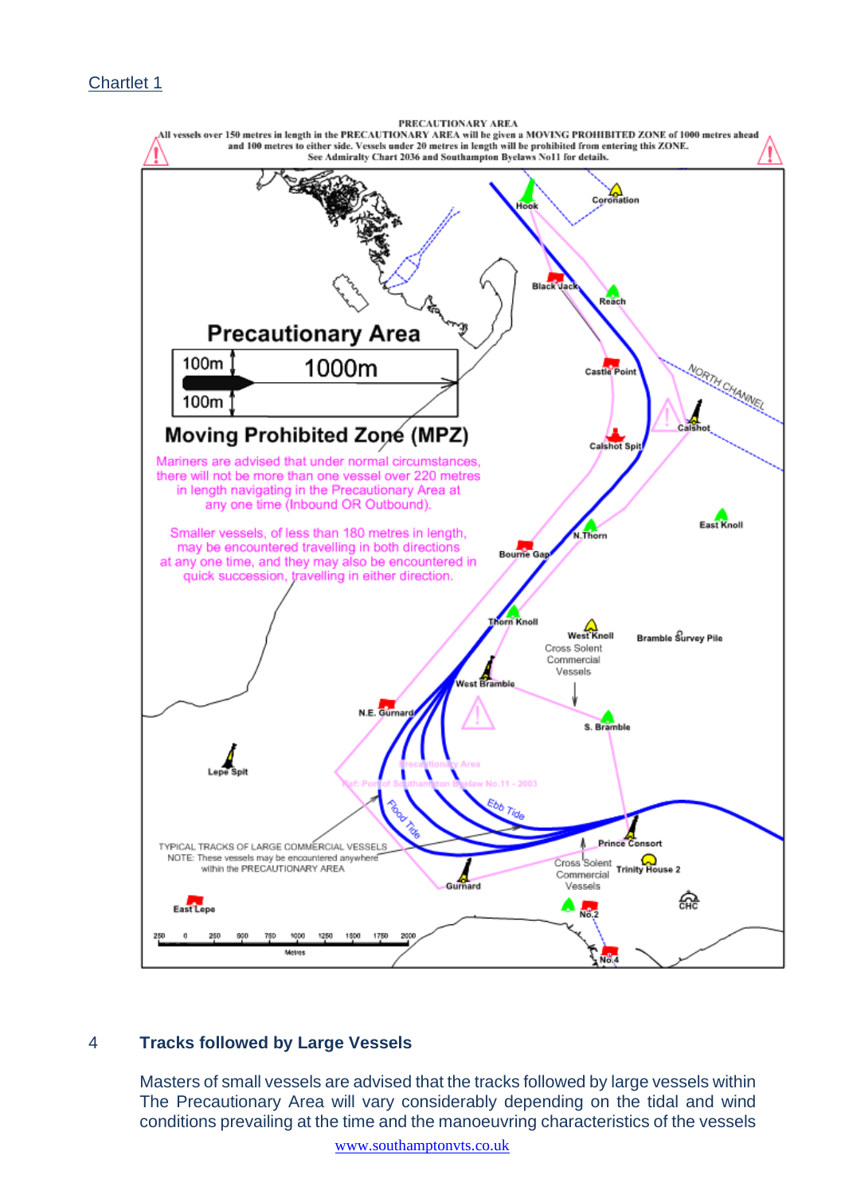Chartlet 1

PRECAUTIONARY AREA
All vessels over 150 metres in length in the PRECAUTIONARY AREA will be given a MOVING PROHIBITED ZONE of 1000 metres ahead and 100 metres to either side. Vessels under 20 metres in length will be prohibited from entering this ZONE.
See Admiralty Chart 2036 and Southampton Byelaws No11 for details.

**Precautionary Area**

100m — 1000m — 100m

**Moving Prohibited Zone (MPZ)**

Mariners are advised that under normal circumstances, there will not be more than one vessel over 220 metres in length navigating in the Precautionary Area at any one time (Inbound OR Outbound).

Smaller vessels, of less than 180 metres in length, may be encountered travelling in both directions at any one time, and they may also be encountered in quick succession, travelling in either direction.

TYPICAL TRACKS OF LARGE COMMERCIAL VESSELS
NOTE: These vessels may be encountered anywhere within the PRECAUTIONARY AREA

## 4 Tracks followed by Large Vessels

Masters of small vessels are advised that the tracks followed by large vessels within The Precautionary Area will vary considerably depending on the tidal and wind conditions prevailing at the time and the manoeuvring characteristics of the vessels

www.southamptonvts.co.uk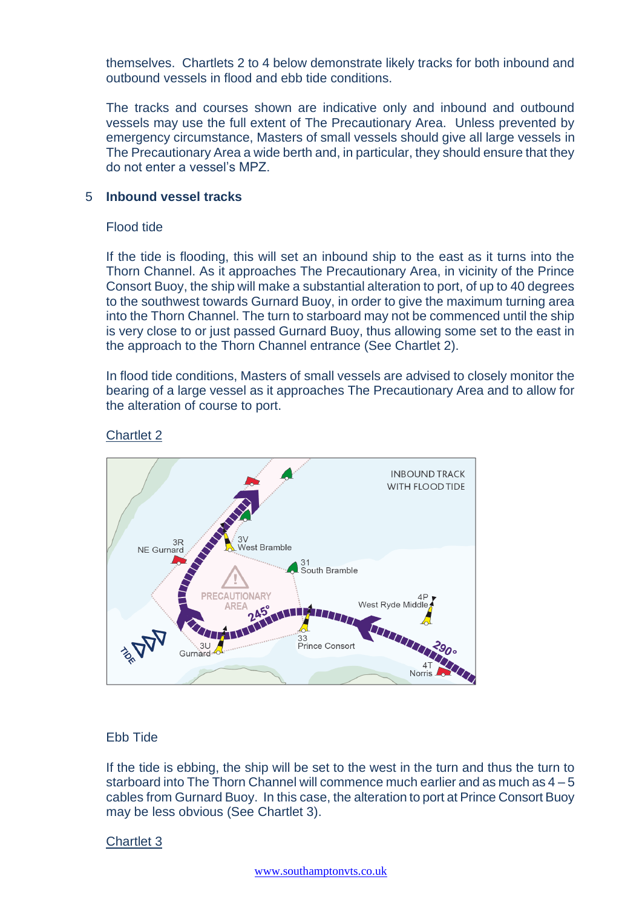themselves. Chartlets 2 to 4 below demonstrate likely tracks for both inbound and outbound vessels in flood and ebb tide conditions.

The tracks and courses shown are indicative only and inbound and outbound vessels may use the full extent of The Precautionary Area. Unless prevented by emergency circumstance, Masters of small vessels should give all large vessels in The Precautionary Area a wide berth and, in particular, they should ensure that they do not enter a vessel's MPZ.

## 5 Inbound vessel tracks

Flood tide

If the tide is flooding, this will set an inbound ship to the east as it turns into the Thorn Channel. As it approaches The Precautionary Area, in vicinity of the Prince Consort Buoy, the ship will make a substantial alteration to port, of up to 40 degrees to the southwest towards Gurnard Buoy, in order to give the maximum turning area into the Thorn Channel. The turn to starboard may not be commenced until the ship is very close to or just passed Gurnard Buoy, thus allowing some set to the east in the approach to the Thorn Channel entrance (See Chartlet 2).

In flood tide conditions, Masters of small vessels are advised to closely monitor the bearing of a large vessel as it approaches The Precautionary Area and to allow for the alteration of course to port.

Chartlet 2

INBOUND TRACK WITH FLOOD TIDE

3R NE Gurnard | 3V West Bramble | 31 South Bramble | PRECAUTIONARY AREA | 245° | 4P West Ryde Middle | 290° | 3U Gurnard | 33 Prince Consort | 4T Norris | TIDE

Ebb Tide

If the tide is ebbing, the ship will be set to the west in the turn and thus the turn to starboard into The Thorn Channel will commence much earlier and as much as 4 – 5 cables from Gurnard Buoy. In this case, the alteration to port at Prince Consort Buoy may be less obvious (See Chartlet 3).

Chartlet 3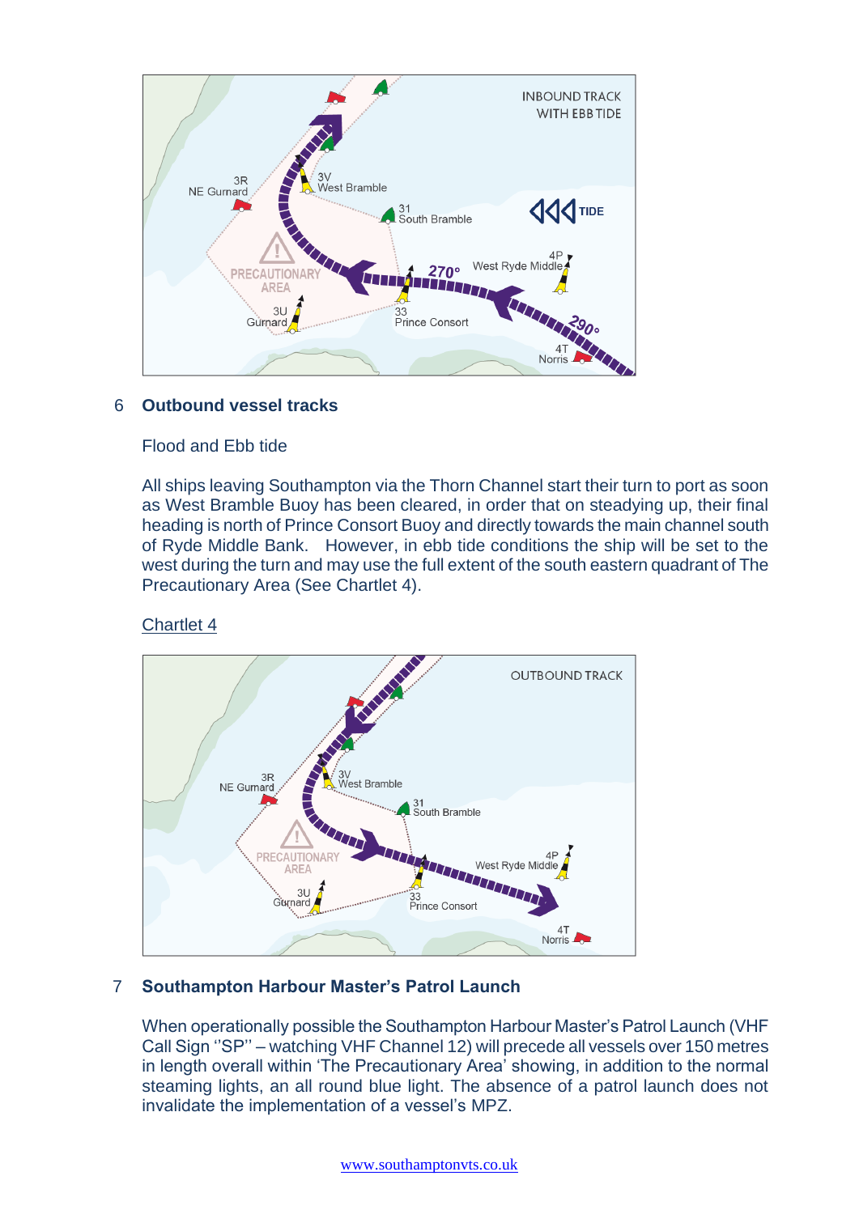## 6 Outbound vessel tracks

Flood and Ebb tide

All ships leaving Southampton via the Thorn Channel start their turn to port as soon as West Bramble Buoy has been cleared, in order that on steadying up, their final heading is north of Prince Consort Buoy and directly towards the main channel south of Ryde Middle Bank. However, in ebb tide conditions the ship will be set to the west during the turn and may use the full extent of the south eastern quadrant of The Precautionary Area (See Chartlet 4).

Chartlet 4

## 7 Southampton Harbour Master's Patrol Launch

When operationally possible the Southampton Harbour Master's Patrol Launch (VHF Call Sign "SP" – watching VHF Channel 12) will precede all vessels over 150 metres in length overall within 'The Precautionary Area' showing, in addition to the normal steaming lights, an all round blue light. The absence of a patrol launch does not invalidate the implementation of a vessel's MPZ.

www.southamptonvts.co.uk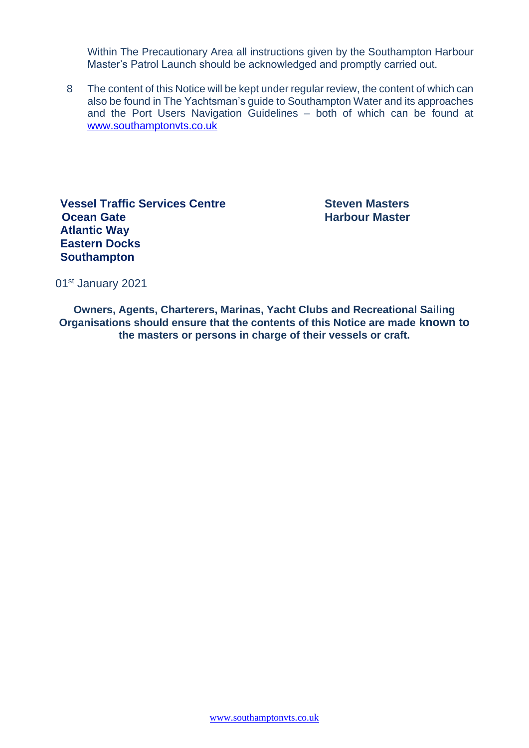Within The Precautionary Area all instructions given by the Southampton Harbour Master's Patrol Launch should be acknowledged and promptly carried out.

8. The content of this Notice will be kept under regular review, the content of which can also be found in The Yachtsman's guide to Southampton Water and its approaches and the Port Users Navigation Guidelines – both of which can be found at [www.southamptonvts.co.uk](http://www.southamptonvts.co.uk)

**Vessel Traffic Services Centre**
**Ocean Gate**
**Atlantic Way**
**Eastern Docks**
**Southampton**

**Steven Masters**
**Harbour Master**

01st January 2021

**Owners, Agents, Charterers, Marinas, Yacht Clubs and Recreational Sailing Organisations should ensure that the contents of this Notice are made known to the masters or persons in charge of their vessels or craft.**